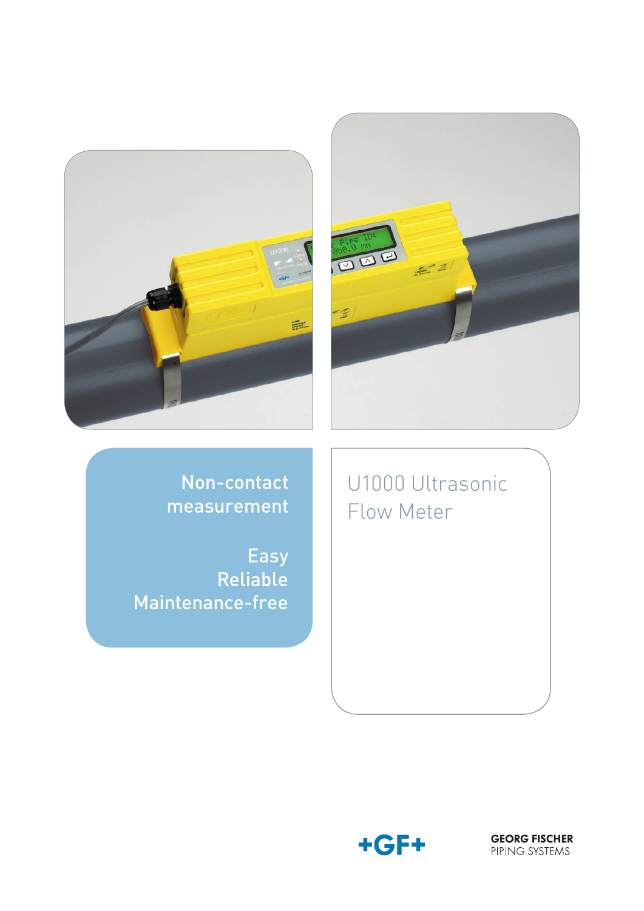# U1000 Ultrasonic Flow Meter

Non-contact measurement

Easy
Reliable
Maintenance-free

GEORG FISCHER
PIPING SYSTEMS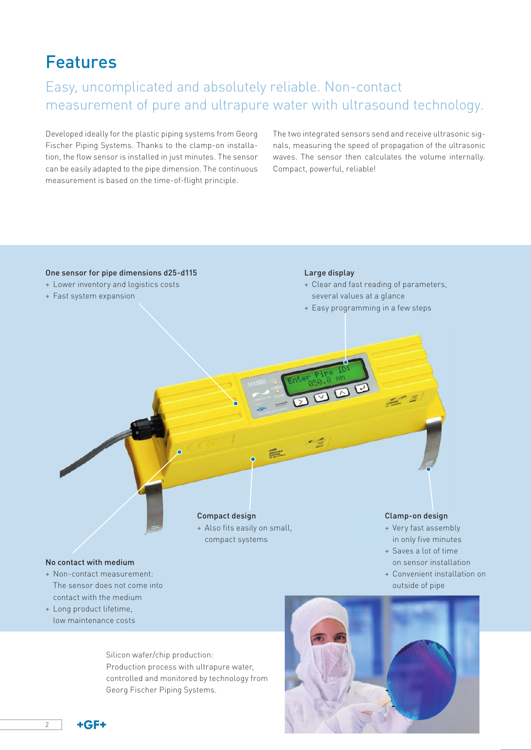# Features

## Easy, uncomplicated and absolutely reliable. Non-contact measurement of pure and ultrapure water with ultrasound technology.

Developed ideally for the plastic piping systems from Georg Fischer Piping Systems. Thanks to the clamp-on installation, the flow sensor is installed in just minutes. The sensor can be easily adapted to the pipe dimension. The continuous measurement is based on the time-of-flight principle.

The two integrated sensors send and receive ultrasonic signals, measuring the speed of propagation of the ultrasonic waves. The sensor then calculates the volume internally. Compact, powerful, reliable!

**One sensor for pipe dimensions d25-d115**
- Lower inventory and logistics costs
- Fast system expansion

**Large display**
- Clear and fast reading of parameters, several values at a glance
- Easy programming in a few steps

**Compact design**
- Also fits easily on small, compact systems

**Clamp-on design**
- Very fast assembly in only five minutes
- Saves a lot of time on sensor installation
- Convenient installation on outside of pipe

**No contact with medium**
- Non-contact measurement: The sensor does not come into contact with the medium
- Long product lifetime, low maintenance costs

Silicon wafer/chip production: Production process with ultrapure water, controlled and monitored by technology from Georg Fischer Piping Systems.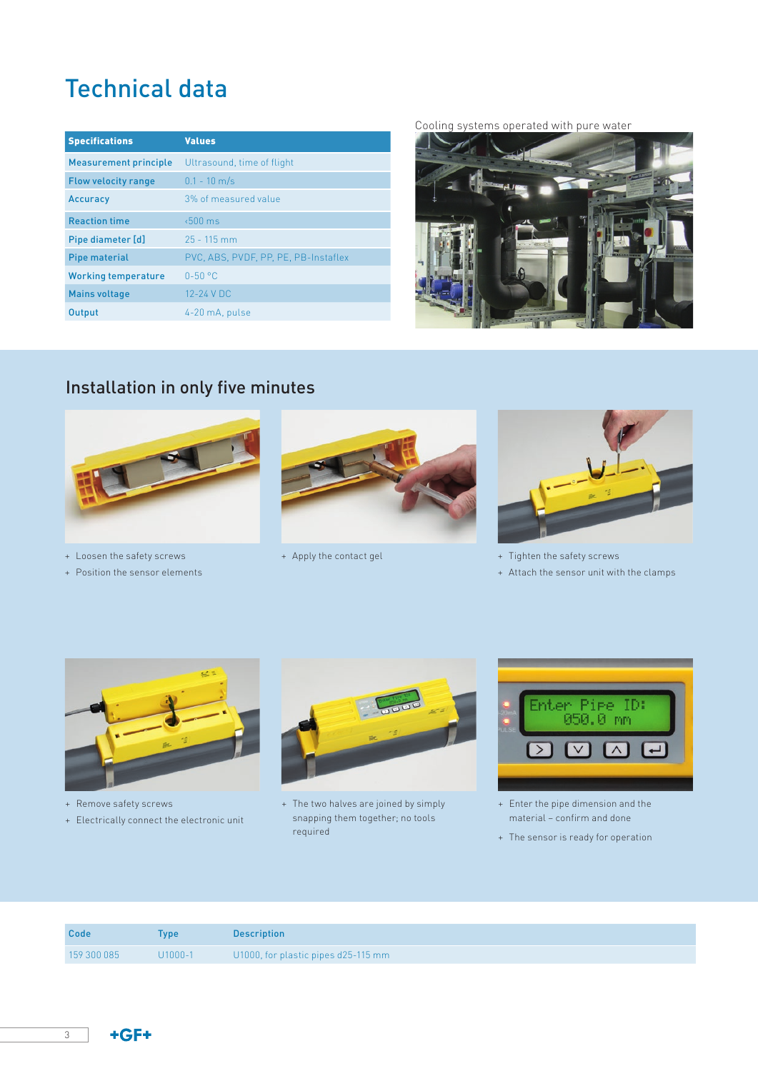# Technical data

| Specifications | Values |
|---|---|
| Measurement principle | Ultrasound, time of flight |
| Flow velocity range | 0.1 - 10 m/s |
| Accuracy | 3% of measured value |
| Reaction time | <500 ms |
| Pipe diameter [d] | 25 - 115 mm |
| Pipe material | PVC, ABS, PVDF, PP, PE, PB-Instaflex |
| Working temperature | 0-50 °C |
| Mains voltage | 12-24 V DC |
| Output | 4-20 mA, pulse |

Cooling systems operated with pure water

## Installation in only five minutes

- Loosen the safety screws
- Position the sensor elements

- Apply the contact gel

- Tighten the safety screws
- Attach the sensor unit with the clamps

- Remove safety screws
- Electrically connect the electronic unit

- The two halves are joined by simply snapping them together; no tools required

- Enter the pipe dimension and the material – confirm and done
- The sensor is ready for operation

| Code | Type | Description |
|---|---|---|
| 159 300 085 | U1000-1 | U1000, for plastic pipes d25-115 mm |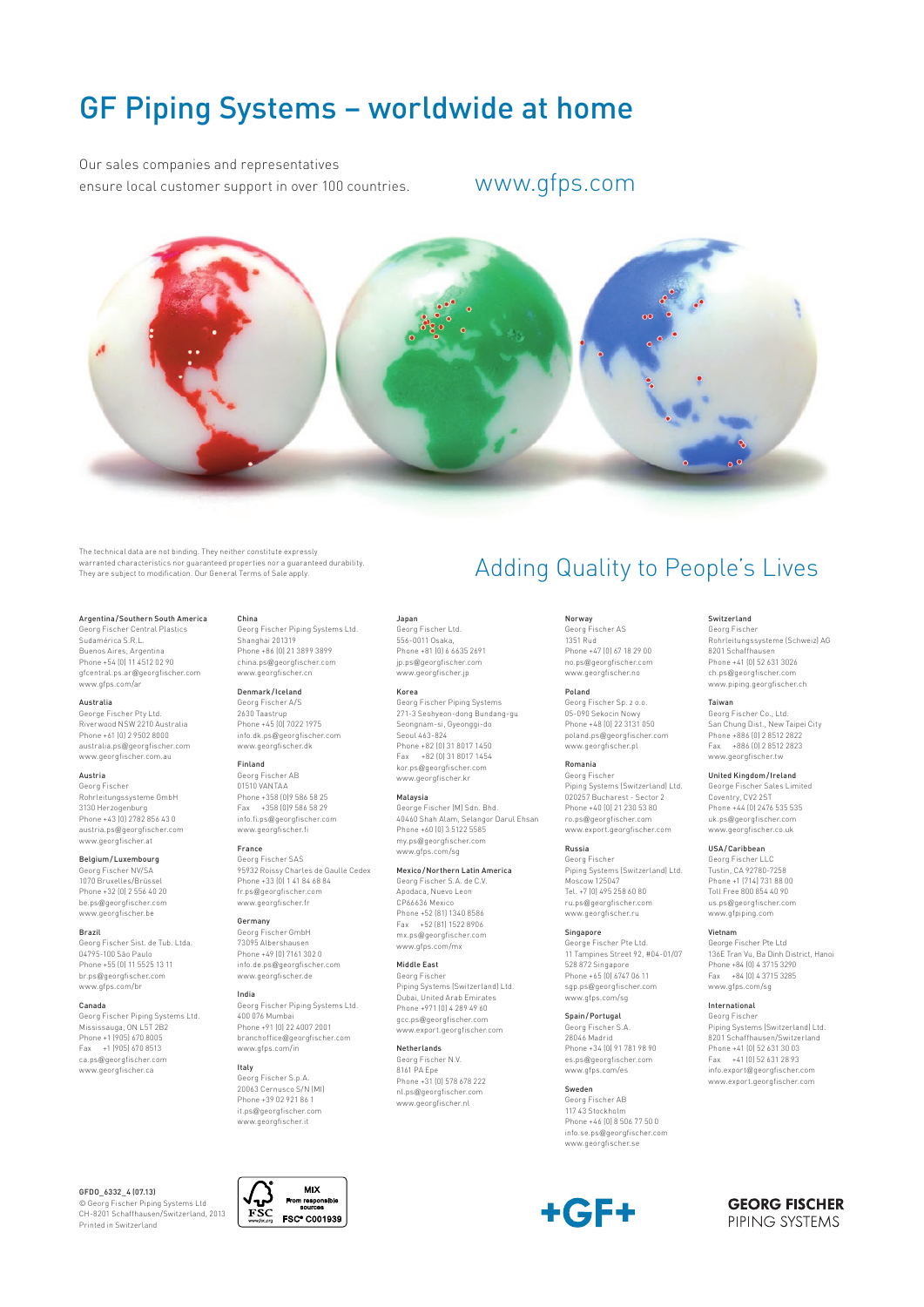# GF Piping Systems – worldwide at home

Our sales companies and representatives ensure local customer support in over 100 countries.

www.gfps.com

The technical data are not binding. They neither constitute expressly warranted characteristics nor guaranteed properties nor a guaranteed durability. They are subject to modification. Our General Terms of Sale apply.

## Adding Quality to People's Lives

**Argentina/Southern South America**
Georg Fischer Central Plastics
Sudamérica S.R.L.
Buenos Aires, Argentina
Phone +54 (0) 11 4512 02 90
gfcentral.ps.ar@georgfischer.com
www.gfps.com/ar

**Australia**
George Fischer Pty Ltd.
Riverwood NSW 2210 Australia
Phone +61 (0) 2 9502 8000
australia.ps@georgfischer.com
www.georgfischer.com.au

**Austria**
Georg Fischer
Rohrleitungssysteme GmbH
3130 Herzogenburg
Phone +43 (0) 2782 856 43 0
austria.ps@georgfischer.com
www.georgfischer.at

**Belgium/Luxembourg**
Georg Fischer NV/SA
1070 Bruxelles/Brüssel
Phone +32 (0) 2 556 40 20
be.ps@georgfischer.com
www.georgfischer.be

**Brazil**
Georg Fischer Sist. de Tub. Ltda.
04795-100 São Paulo
Phone +55 (0) 11 5525 13 11
br.ps@georgfischer.com
www.gfps.com/br

**Canada**
Georg Fischer Piping Systems Ltd.
Mississauga, ON L5T 2B2
Phone +1 (905) 670 8005
Fax +1 (905) 670 8513
ca.ps@georgfischer.com
www.georgfischer.ca

**China**
Georg Fischer Piping Systems Ltd.
Shanghai 201319
Phone +86 (0) 21 3899 3899
china.ps@georgfischer.com
www.georgfischer.cn

**Denmark/Iceland**
Georg Fischer A/S
2630 Taastrup
Phone +45 (0) 7022 1975
info.dk.ps@georgfischer.com
www.georgfischer.dk

**Finland**
Georg Fischer AB
01510 VANTAA
Phone +358 (0)9 586 58 25
Fax +358 (0)9 586 58 29
info.fi.ps@georgfischer.com
www.georgfischer.fi

**France**
Georg Fischer SAS
95932 Roissy Charles de Gaulle Cedex
Phone +33 (0) 1 41 84 68 84
fr.ps@georgfischer.com
www.georgfischer.fr

**Germany**
Georg Fischer GmbH
73095 Albershausen
Phone +49 (0) 7161 302 0
info.de.ps@georgfischer.com
www.georgfischer.de

**India**
Georg Fischer Piping Systems Ltd.
400 076 Mumbai
Phone +91 (0) 22 4007 2001
branchoffice@georgfischer.com
www.gfps.com/in

**Italy**
Georg Fischer S.p.A.
20063 Cernusco S/N (MI)
Phone +39 02 921 86 1
it.ps@georgfischer.com
www.georgfischer.it

**Japan**
Georg Fischer Ltd.
556-0011 Osaka,
Phone +81 (0) 6 6635 2691
jp.ps@georgfischer.com
www.georgfischer.jp

**Korea**
Georg Fischer Piping Systems
271-3 Seohyeon-dong Bundang-gu
Seongnam-si, Gyeonggi-do
Seoul 463-824
Phone +82 (0) 31 8017 1450
Fax +82 (0) 31 8017 1454
kor.ps@georgfischer.com
www.georgfischer.kr

**Malaysia**
George Fischer (M) Sdn. Bhd.
40460 Shah Alam, Selangor Darul Ehsan
Phone +60 (0) 3 5122 5585
my.ps@georgfischer.com
www.gfps.com/sg

**Mexico/Northern Latin America**
Georg Fischer S.A. de C.V.
Apodaca, Nuevo Leon
CP66636 Mexico
Phone +52 (81) 1340 8586
Fax +52 (81) 1522 8906
mx.ps@georgfischer.com
www.gfps.com/mx

**Middle East**
Georg Fischer
Piping Systems (Switzerland) Ltd.
Dubai, United Arab Emirates
Phone +971 (0) 4 289 49 60
gcc.ps@georgfischer.com
www.export.georgfischer.com

**Netherlands**
Georg Fischer N.V.
8161 PA Epe
Phone +31 (0) 578 678 222
nl.ps@georgfischer.com
www.georgfischer.nl

**Norway**
Georg Fischer AS
1351 Rud
Phone +47 (0) 67 18 29 00
no.ps@georgfischer.com
www.georgfischer.no

**Poland**
Georg Fischer Sp. z o.o.
05-090 Sekocin Nowy
Phone +48 (0) 22 3131 050
poland.ps@georgfischer.com
www.georgfischer.pl

**Romania**
Georg Fischer
Piping Systems (Switzerland) Ltd.
020257 Bucharest - Sector 2
Phone +40 (0) 21 230 53 80
ro.ps@georgfischer.com
www.export.georgfischer.com

**Russia**
Georg Fischer
Piping Systems (Switzerland) Ltd.
Moscow 125047
Tel. +7 (0) 495 258 60 80
ru.ps@georgfischer.com
www.georgfischer.ru

**Singapore**
George Fischer Pte Ltd.
11 Tampines Street 92, #04-01/07
528 872 Singapore
Phone +65 (0) 6747 06 11
sgp.ps@georgfischer.com
www.gfps.com/sg

**Spain/Portugal**
Georg Fischer S.A.
28046 Madrid
Phone +34 (0) 91 781 98 90
es.ps@georgfischer.com
www.gfps.com/es

**Sweden**
Georg Fischer AB
117 43 Stockholm
Phone +46 (0) 8 506 77 50 0
info.se.ps@georgfischer.com
www.georgfischer.se

**Switzerland**
Georg Fischer
Rohrleitungssysteme (Schweiz) AG
8201 Schaffhausen
Phone +41 (0) 52 631 3026
ch.ps@georgfischer.com
www.piping.georgfischer.ch

**Taiwan**
Georg Fischer Co., Ltd.
San Chung Dist., New Taipei City
Phone +886 (0) 2 8512 2822
Fax +886 (0) 2 8512 2823
www.georgfischer.tw

**United Kingdom/Ireland**
George Fischer Sales Limited
Coventry, CV2 2ST
Phone +44 (0) 2476 535 535
uk.ps@georgfischer.com
www.georgfischer.co.uk

**USA/Caribbean**
Georg Fischer LLC
Tustin, CA 92780-7258
Phone +1 (714) 731 88 00
Toll Free 800 854 40 90
us.ps@georgfischer.com
www.gfpiping.com

**Vietnam**
George Fischer Pte Ltd
136E Tran Vu, Ba Dinh District, Hanoi
Phone +84 (0) 4 3715 3290
Fax +84 (0) 4 3715 3285
www.gfps.com/sg

**International**
Georg Fischer
Piping Systems (Switzerland) Ltd.
8201 Schaffhausen/Switzerland
Phone +41 (0) 52 631 30 03
Fax +41 (0) 52 631 28 93
info.export@georgfischer.com
www.export.georgfischer.com

GFDO_6332_4 (07.13)
© Georg Fischer Piping Systems Ltd
CH-8201 Schaffhausen/Switzerland, 2013
Printed in Switzerland

MIX From responsible sources FSC® C001939

+GF+

GEORG FISCHER
PIPING SYSTEMS